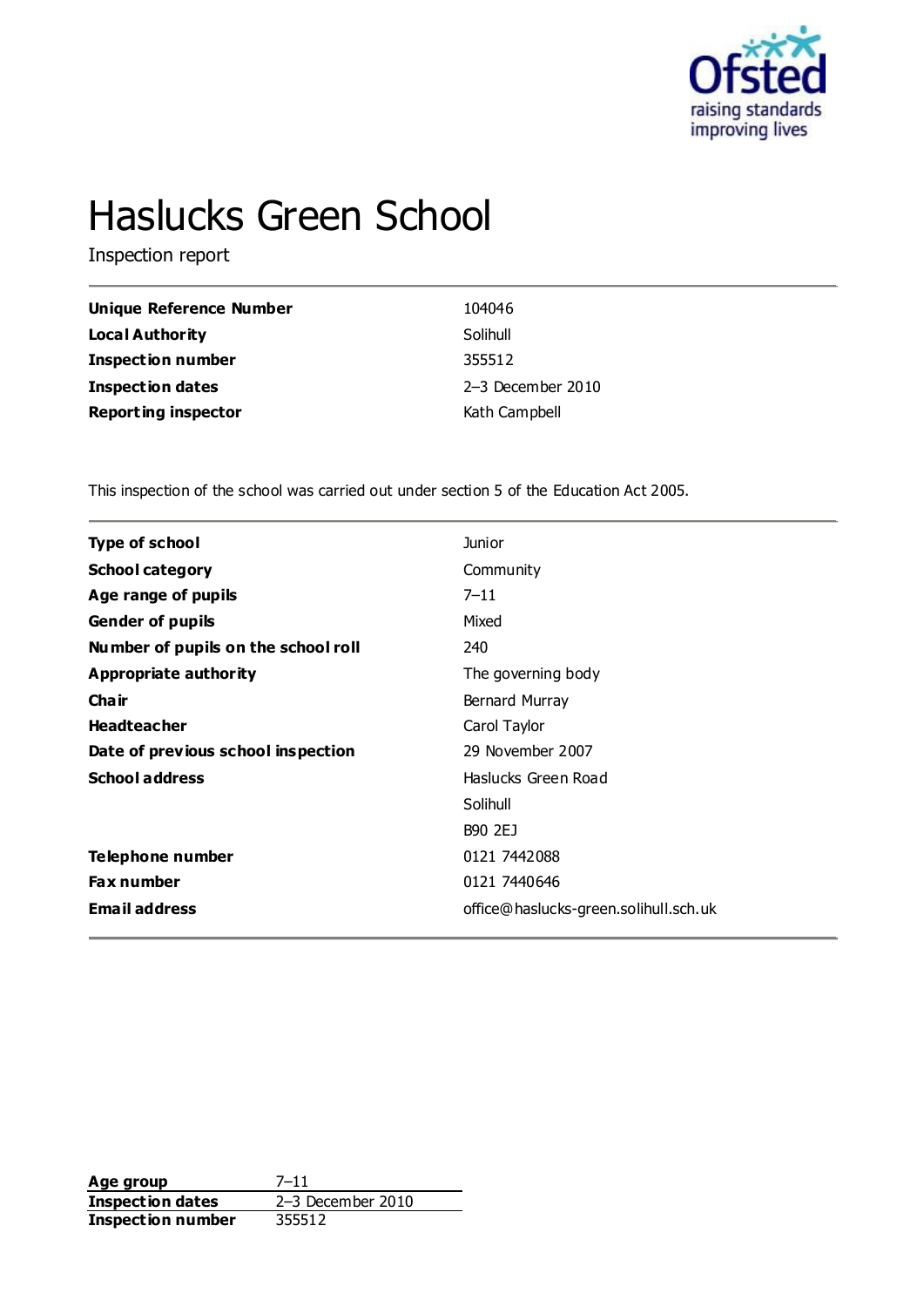# Haslucks Green School

Inspection report

| | |
|---|---|
| **Unique Reference Number** | 104046 |
| **Local Authority** | Solihull |
| **Inspection number** | 355512 |
| **Inspection dates** | 2–3 December 2010 |
| **Reporting inspector** | Kath Campbell |

This inspection of the school was carried out under section 5 of the Education Act 2005.

| | |
|---|---|
| **Type of school** | Junior |
| **School category** | Community |
| **Age range of pupils** | 7–11 |
| **Gender of pupils** | Mixed |
| **Number of pupils on the school roll** | 240 |
| **Appropriate authority** | The governing body |
| **Chair** | Bernard Murray |
| **Headteacher** | Carol Taylor |
| **Date of previous school inspection** | 29 November 2007 |
| **School address** | Haslucks Green Road<br>Solihull<br>B90 2EJ |
| **Telephone number** | 0121 7442088 |
| **Fax number** | 0121 7440646 |
| **Email address** | office@haslucks-green.solihull.sch.uk |

| | |
|---|---|
| **Age group** | 7–11 |
| **Inspection dates** | 2–3 December 2010 |
| **Inspection number** | 355512 |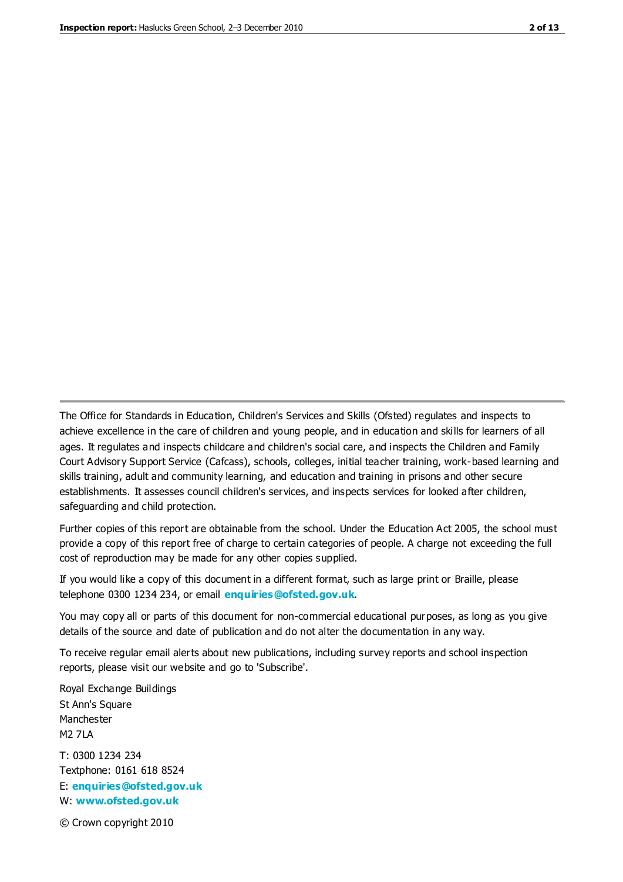The Office for Standards in Education, Children's Services and Skills (Ofsted) regulates and inspects to achieve excellence in the care of children and young people, and in education and skills for learners of all ages. It regulates and inspects childcare and children's social care, and inspects the Children and Family Court Advisory Support Service (Cafcass), schools, colleges, initial teacher training, work-based learning and skills training, adult and community learning, and education and training in prisons and other secure establishments. It assesses council children's services, and inspects services for looked after children, safeguarding and child protection.

Further copies of this report are obtainable from the school. Under the Education Act 2005, the school must provide a copy of this report free of charge to certain categories of people. A charge not exceeding the full cost of reproduction may be made for any other copies supplied.

If you would like a copy of this document in a different format, such as large print or Braille, please telephone 0300 1234 234, or email **enquiries@ofsted.gov.uk**.

You may copy all or parts of this document for non-commercial educational purposes, as long as you give details of the source and date of publication and do not alter the documentation in any way.

To receive regular email alerts about new publications, including survey reports and school inspection reports, please visit our website and go to 'Subscribe'.

Royal Exchange Buildings
St Ann's Square
Manchester
M2 7LA

T: 0300 1234 234
Textphone: 0161 618 8524
E: **enquiries@ofsted.gov.uk**
W: **www.ofsted.gov.uk**

© Crown copyright 2010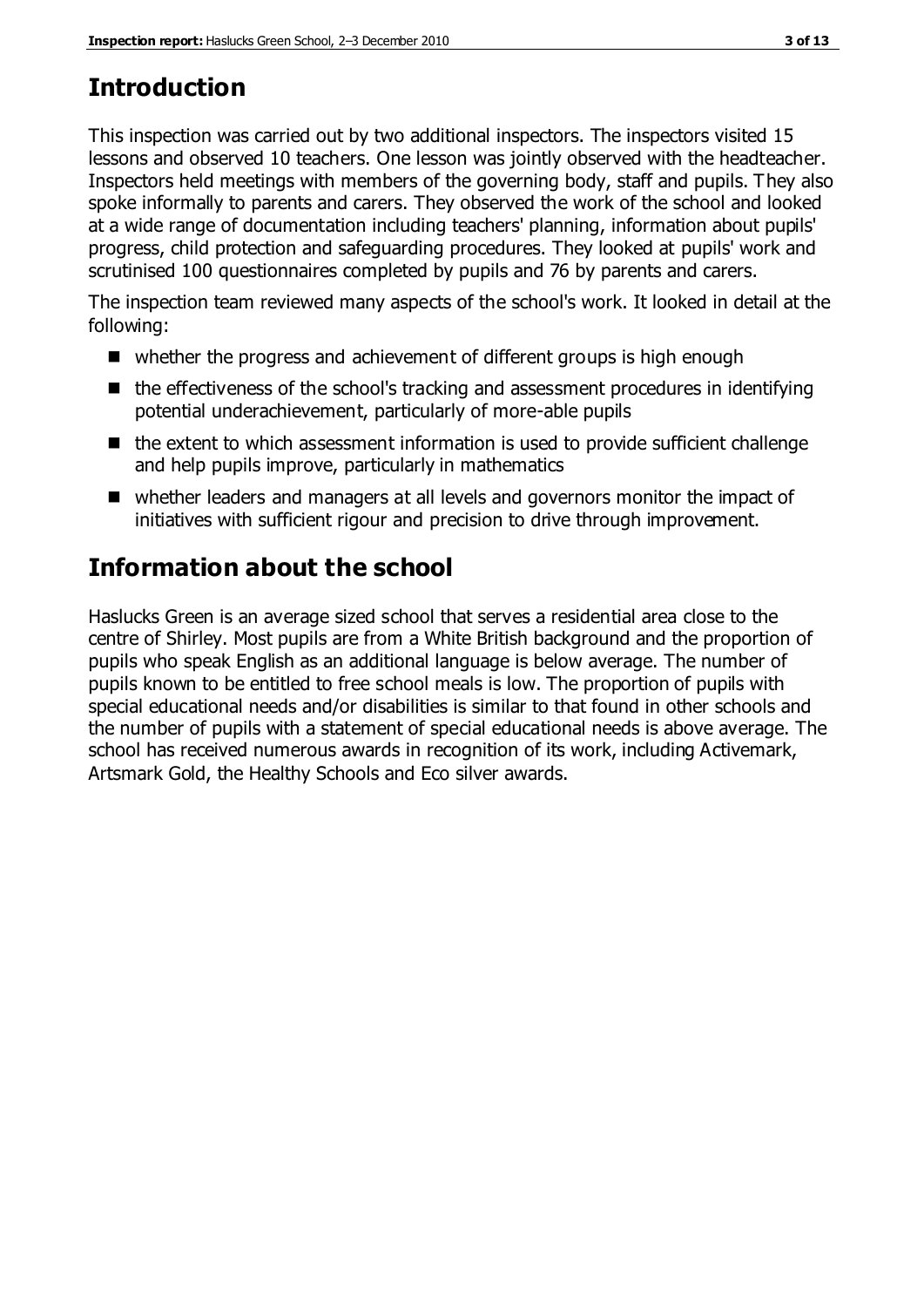## Introduction

This inspection was carried out by two additional inspectors. The inspectors visited 15 lessons and observed 10 teachers. One lesson was jointly observed with the headteacher. Inspectors held meetings with members of the governing body, staff and pupils. They also spoke informally to parents and carers. They observed the work of the school and looked at a wide range of documentation including teachers' planning, information about pupils' progress, child protection and safeguarding procedures. They looked at pupils' work and scrutinised 100 questionnaires completed by pupils and 76 by parents and carers.

The inspection team reviewed many aspects of the school's work. It looked in detail at the following:

- whether the progress and achievement of different groups is high enough
- the effectiveness of the school's tracking and assessment procedures in identifying potential underachievement, particularly of more-able pupils
- the extent to which assessment information is used to provide sufficient challenge and help pupils improve, particularly in mathematics
- whether leaders and managers at all levels and governors monitor the impact of initiatives with sufficient rigour and precision to drive through improvement.

## Information about the school

Haslucks Green is an average sized school that serves a residential area close to the centre of Shirley. Most pupils are from a White British background and the proportion of pupils who speak English as an additional language is below average. The number of pupils known to be entitled to free school meals is low. The proportion of pupils with special educational needs and/or disabilities is similar to that found in other schools and the number of pupils with a statement of special educational needs is above average. The school has received numerous awards in recognition of its work, including Activemark, Artsmark Gold, the Healthy Schools and Eco silver awards.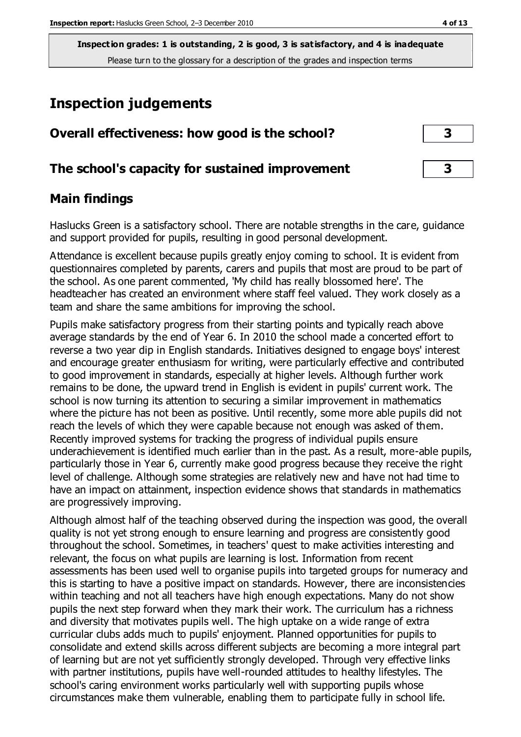**Inspection grades: 1 is outstanding, 2 is good, 3 is satisfactory, and 4 is inadequate**
Please turn to the glossary for a description of the grades and inspection terms

# Inspection judgements

| Overall effectiveness: how good is the school? | 3 |
| --- | --- |
| **The school's capacity for sustained improvement** | **3** |

## Main findings

Haslucks Green is a satisfactory school. There are notable strengths in the care, guidance and support provided for pupils, resulting in good personal development.

Attendance is excellent because pupils greatly enjoy coming to school. It is evident from questionnaires completed by parents, carers and pupils that most are proud to be part of the school. As one parent commented, 'My child has really blossomed here'. The headteacher has created an environment where staff feel valued. They work closely as a team and share the same ambitions for improving the school.

Pupils make satisfactory progress from their starting points and typically reach above average standards by the end of Year 6. In 2010 the school made a concerted effort to reverse a two year dip in English standards. Initiatives designed to engage boys' interest and encourage greater enthusiasm for writing, were particularly effective and contributed to good improvement in standards, especially at higher levels. Although further work remains to be done, the upward trend in English is evident in pupils' current work. The school is now turning its attention to securing a similar improvement in mathematics where the picture has not been as positive. Until recently, some more able pupils did not reach the levels of which they were capable because not enough was asked of them. Recently improved systems for tracking the progress of individual pupils ensure underachievement is identified much earlier than in the past. As a result, more-able pupils, particularly those in Year 6, currently make good progress because they receive the right level of challenge. Although some strategies are relatively new and have not had time to have an impact on attainment, inspection evidence shows that standards in mathematics are progressively improving.

Although almost half of the teaching observed during the inspection was good, the overall quality is not yet strong enough to ensure learning and progress are consistently good throughout the school. Sometimes, in teachers' quest to make activities interesting and relevant, the focus on what pupils are learning is lost. Information from recent assessments has been used well to organise pupils into targeted groups for numeracy and this is starting to have a positive impact on standards. However, there are inconsistencies within teaching and not all teachers have high enough expectations. Many do not show pupils the next step forward when they mark their work. The curriculum has a richness and diversity that motivates pupils well. The high uptake on a wide range of extra curricular clubs adds much to pupils' enjoyment. Planned opportunities for pupils to consolidate and extend skills across different subjects are becoming a more integral part of learning but are not yet sufficiently strongly developed. Through very effective links with partner institutions, pupils have well-rounded attitudes to healthy lifestyles. The school's caring environment works particularly well with supporting pupils whose circumstances make them vulnerable, enabling them to participate fully in school life.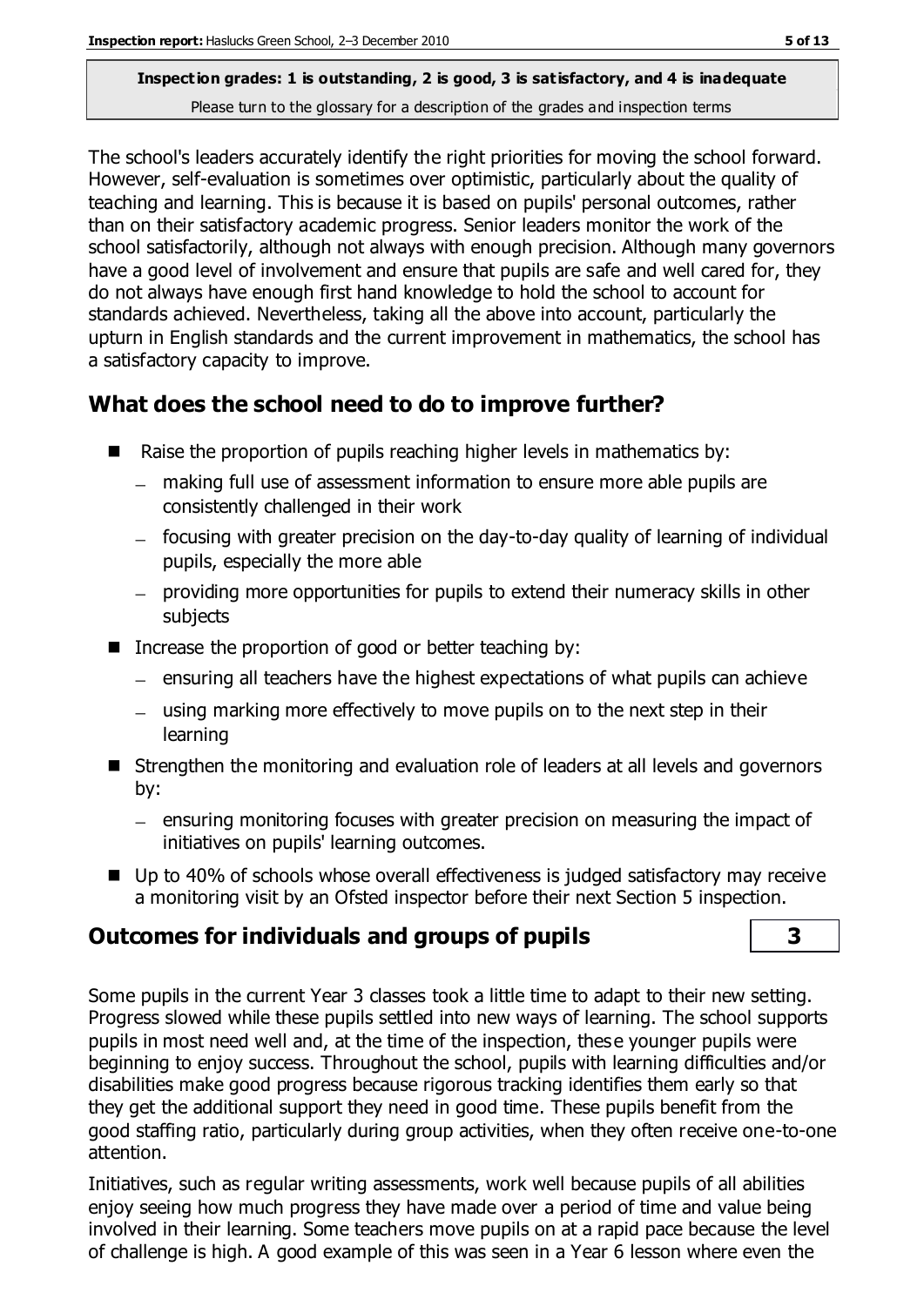**Inspection grades: 1 is outstanding, 2 is good, 3 is satisfactory, and 4 is inadequate**
Please turn to the glossary for a description of the grades and inspection terms

The school's leaders accurately identify the right priorities for moving the school forward. However, self-evaluation is sometimes over optimistic, particularly about the quality of teaching and learning. This is because it is based on pupils' personal outcomes, rather than on their satisfactory academic progress. Senior leaders monitor the work of the school satisfactorily, although not always with enough precision. Although many governors have a good level of involvement and ensure that pupils are safe and well cared for, they do not always have enough first hand knowledge to hold the school to account for standards achieved. Nevertheless, taking all the above into account, particularly the upturn in English standards and the current improvement in mathematics, the school has a satisfactory capacity to improve.

## What does the school need to do to improve further?

- Raise the proportion of pupils reaching higher levels in mathematics by:
  - making full use of assessment information to ensure more able pupils are consistently challenged in their work
  - focusing with greater precision on the day-to-day quality of learning of individual pupils, especially the more able
  - providing more opportunities for pupils to extend their numeracy skills in other subjects
- Increase the proportion of good or better teaching by:
  - ensuring all teachers have the highest expectations of what pupils can achieve
  - using marking more effectively to move pupils on to the next step in their learning
- Strengthen the monitoring and evaluation role of leaders at all levels and governors by:
  - ensuring monitoring focuses with greater precision on measuring the impact of initiatives on pupils' learning outcomes.
- Up to 40% of schools whose overall effectiveness is judged satisfactory may receive a monitoring visit by an Ofsted inspector before their next Section 5 inspection.

## Outcomes for individuals and groups of pupils — 3

Some pupils in the current Year 3 classes took a little time to adapt to their new setting. Progress slowed while these pupils settled into new ways of learning. The school supports pupils in most need well and, at the time of the inspection, these younger pupils were beginning to enjoy success. Throughout the school, pupils with learning difficulties and/or disabilities make good progress because rigorous tracking identifies them early so that they get the additional support they need in good time. These pupils benefit from the good staffing ratio, particularly during group activities, when they often receive one-to-one attention.

Initiatives, such as regular writing assessments, work well because pupils of all abilities enjoy seeing how much progress they have made over a period of time and value being involved in their learning. Some teachers move pupils on at a rapid pace because the level of challenge is high. A good example of this was seen in a Year 6 lesson where even the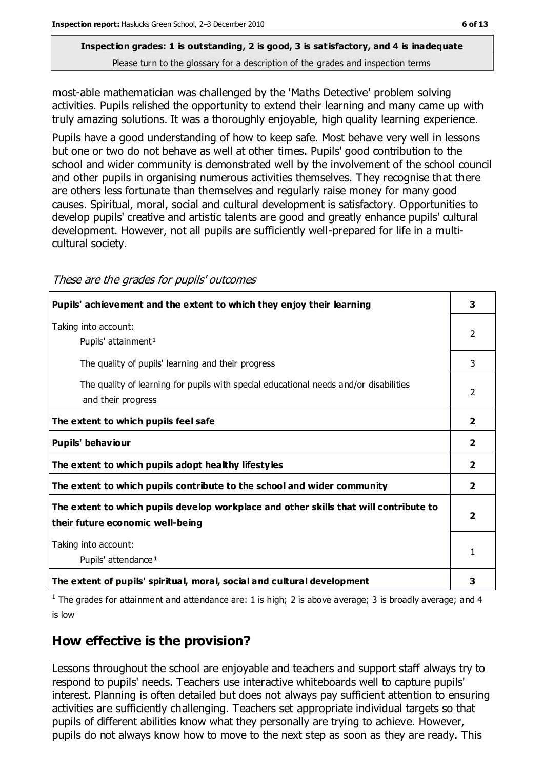**Inspection grades: 1 is outstanding, 2 is good, 3 is satisfactory, and 4 is inadequate**
Please turn to the glossary for a description of the grades and inspection terms

most-able mathematician was challenged by the 'Maths Detective' problem solving activities. Pupils relished the opportunity to extend their learning and many came up with truly amazing solutions. It was a thoroughly enjoyable, high quality learning experience.

Pupils have a good understanding of how to keep safe. Most behave very well in lessons but one or two do not behave as well at other times. Pupils' good contribution to the school and wider community is demonstrated well by the involvement of the school council and other pupils in organising numerous activities themselves. They recognise that there are others less fortunate than themselves and regularly raise money for many good causes. Spiritual, moral, social and cultural development is satisfactory. Opportunities to develop pupils' creative and artistic talents are good and greatly enhance pupils' cultural development. However, not all pupils are sufficiently well-prepared for life in a multi-cultural society.

*These are the grades for pupils' outcomes*

| | |
|---|---|
| **Pupils' achievement and the extent to which they enjoy their learning** | **3** |
| Taking into account: Pupils' attainment[1] | 2 |
| The quality of pupils' learning and their progress | 3 |
| The quality of learning for pupils with special educational needs and/or disabilities and their progress | 2 |
| **The extent to which pupils feel safe** | **2** |
| **Pupils' behaviour** | **2** |
| **The extent to which pupils adopt healthy lifestyles** | **2** |
| **The extent to which pupils contribute to the school and wider community** | **2** |
| **The extent to which pupils develop workplace and other skills that will contribute to their future economic well-being** | **2** |
| Taking into account: Pupils' attendance[1] | 1 |
| **The extent of pupils' spiritual, moral, social and cultural development** | **3** |

[1] The grades for attainment and attendance are: 1 is high; 2 is above average; 3 is broadly average; and 4 is low

## How effective is the provision?

Lessons throughout the school are enjoyable and teachers and support staff always try to respond to pupils' needs. Teachers use interactive whiteboards well to capture pupils' interest. Planning is often detailed but does not always pay sufficient attention to ensuring activities are sufficiently challenging. Teachers set appropriate individual targets so that pupils of different abilities know what they personally are trying to achieve. However, pupils do not always know how to move to the next step as soon as they are ready. This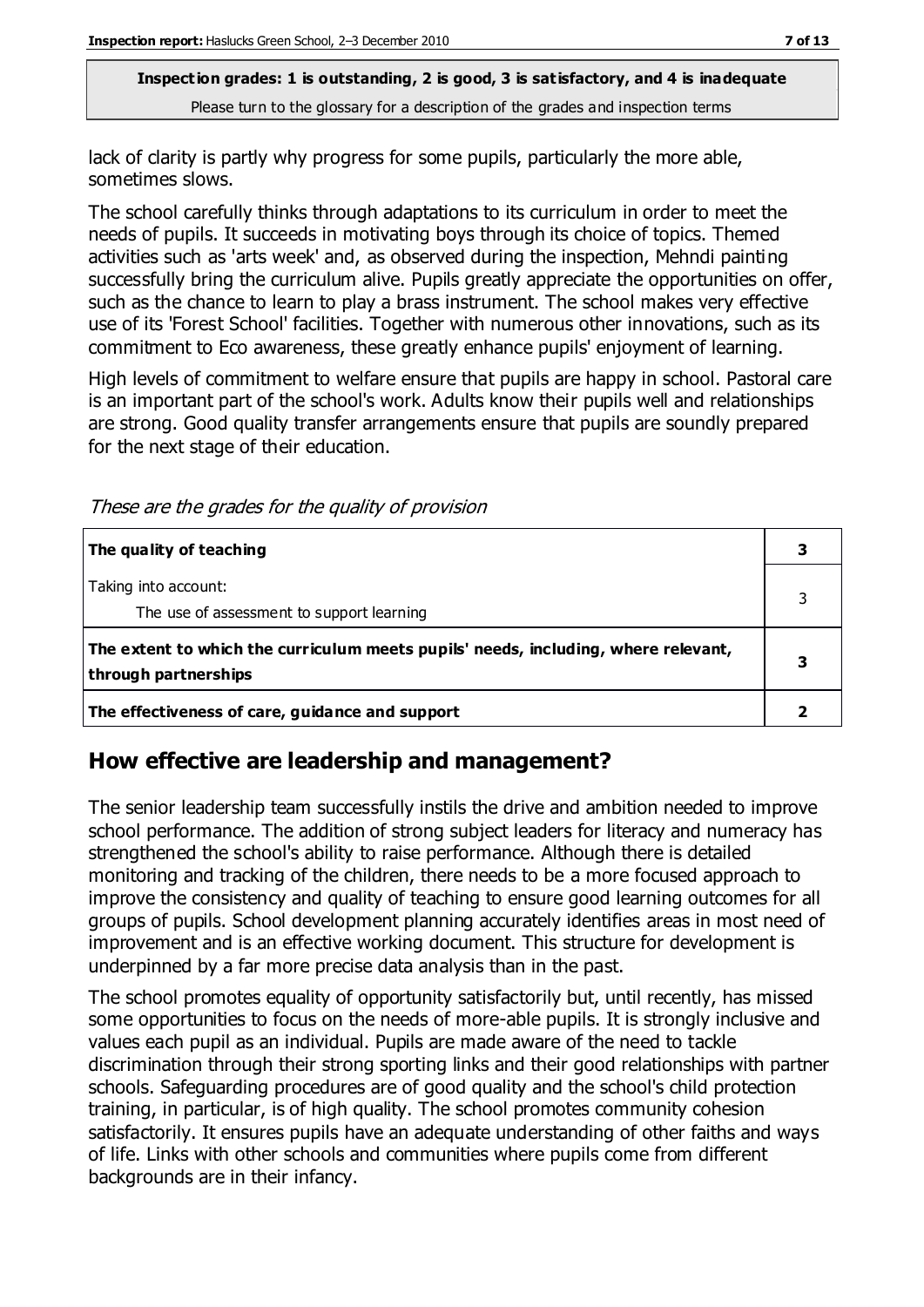lack of clarity is partly why progress for some pupils, particularly the more able, sometimes slows.

The school carefully thinks through adaptations to its curriculum in order to meet the needs of pupils. It succeeds in motivating boys through its choice of topics. Themed activities such as 'arts week' and, as observed during the inspection, Mehndi painting successfully bring the curriculum alive. Pupils greatly appreciate the opportunities on offer, such as the chance to learn to play a brass instrument. The school makes very effective use of its 'Forest School' facilities. Together with numerous other innovations, such as its commitment to Eco awareness, these greatly enhance pupils' enjoyment of learning.

High levels of commitment to welfare ensure that pupils are happy in school. Pastoral care is an important part of the school's work. Adults know their pupils well and relationships are strong. Good quality transfer arrangements ensure that pupils are soundly prepared for the next stage of their education.

*These are the grades for the quality of provision*

| | |
|---|---|
| **The quality of teaching** | **3** |
| Taking into account: The use of assessment to support learning | 3 |
| **The extent to which the curriculum meets pupils' needs, including, where relevant, through partnerships** | **3** |
| **The effectiveness of care, guidance and support** | **2** |

## How effective are leadership and management?

The senior leadership team successfully instils the drive and ambition needed to improve school performance. The addition of strong subject leaders for literacy and numeracy has strengthened the school's ability to raise performance. Although there is detailed monitoring and tracking of the children, there needs to be a more focused approach to improve the consistency and quality of teaching to ensure good learning outcomes for all groups of pupils. School development planning accurately identifies areas in most need of improvement and is an effective working document. This structure for development is underpinned by a far more precise data analysis than in the past.

The school promotes equality of opportunity satisfactorily but, until recently, has missed some opportunities to focus on the needs of more-able pupils. It is strongly inclusive and values each pupil as an individual. Pupils are made aware of the need to tackle discrimination through their strong sporting links and their good relationships with partner schools. Safeguarding procedures are of good quality and the school's child protection training, in particular, is of high quality. The school promotes community cohesion satisfactorily. It ensures pupils have an adequate understanding of other faiths and ways of life. Links with other schools and communities where pupils come from different backgrounds are in their infancy.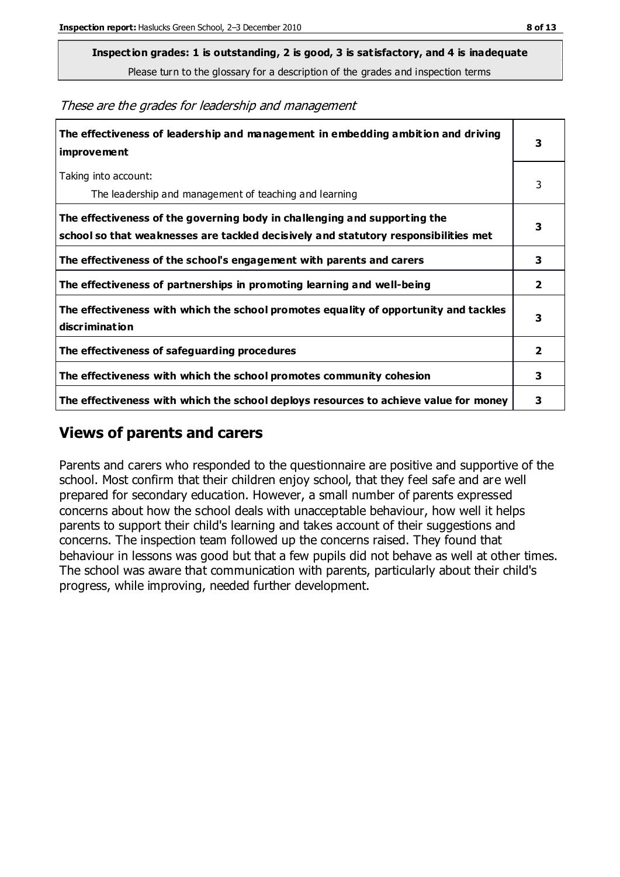**Inspection grades: 1 is outstanding, 2 is good, 3 is satisfactory, and 4 is inadequate**
Please turn to the glossary for a description of the grades and inspection terms

*These are the grades for leadership and management*

| | |
|---|---|
| **The effectiveness of leadership and management in embedding ambition and driving improvement** | **3** |
| Taking into account: The leadership and management of teaching and learning | 3 |
| **The effectiveness of the governing body in challenging and supporting the school so that weaknesses are tackled decisively and statutory responsibilities met** | **3** |
| **The effectiveness of the school's engagement with parents and carers** | **3** |
| **The effectiveness of partnerships in promoting learning and well-being** | **2** |
| **The effectiveness with which the school promotes equality of opportunity and tackles discrimination** | **3** |
| **The effectiveness of safeguarding procedures** | **2** |
| **The effectiveness with which the school promotes community cohesion** | **3** |
| **The effectiveness with which the school deploys resources to achieve value for money** | **3** |

## Views of parents and carers

Parents and carers who responded to the questionnaire are positive and supportive of the school. Most confirm that their children enjoy school, that they feel safe and are well prepared for secondary education. However, a small number of parents expressed concerns about how the school deals with unacceptable behaviour, how well it helps parents to support their child's learning and takes account of their suggestions and concerns. The inspection team followed up the concerns raised. They found that behaviour in lessons was good but that a few pupils did not behave as well at other times. The school was aware that communication with parents, particularly about their child's progress, while improving, needed further development.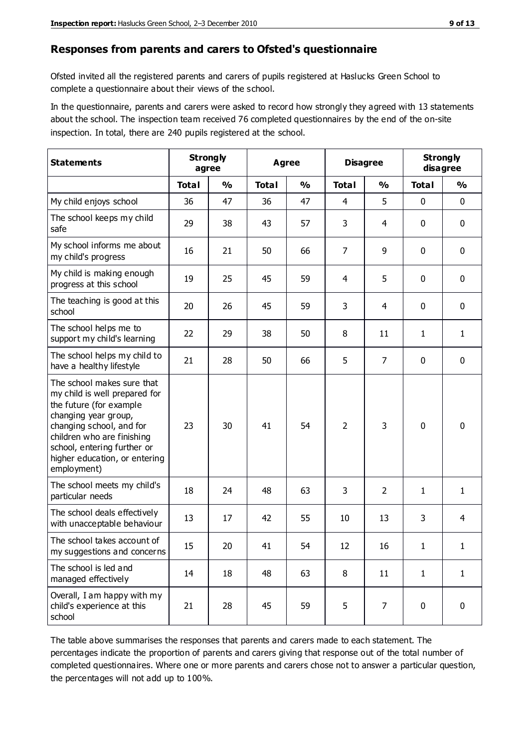## Responses from parents and carers to Ofsted's questionnaire

Ofsted invited all the registered parents and carers of pupils registered at Haslucks Green School to complete a questionnaire about their views of the school.

In the questionnaire, parents and carers were asked to record how strongly they agreed with 13 statements about the school. The inspection team received 76 completed questionnaires by the end of the on-site inspection. In total, there are 240 pupils registered at the school.

| Statements | Strongly agree | | Agree | | Disagree | | Strongly disagree | |
|---|---|---|---|---|---|---|---|---|
| | **Total** | **%** | **Total** | **%** | **Total** | **%** | **Total** | **%** |
| My child enjoys school | 36 | 47 | 36 | 47 | 4 | 5 | 0 | 0 |
| The school keeps my child safe | 29 | 38 | 43 | 57 | 3 | 4 | 0 | 0 |
| My school informs me about my child's progress | 16 | 21 | 50 | 66 | 7 | 9 | 0 | 0 |
| My child is making enough progress at this school | 19 | 25 | 45 | 59 | 4 | 5 | 0 | 0 |
| The teaching is good at this school | 20 | 26 | 45 | 59 | 3 | 4 | 0 | 0 |
| The school helps me to support my child's learning | 22 | 29 | 38 | 50 | 8 | 11 | 1 | 1 |
| The school helps my child to have a healthy lifestyle | 21 | 28 | 50 | 66 | 5 | 7 | 0 | 0 |
| The school makes sure that my child is well prepared for the future (for example changing year group, changing school, and for children who are finishing school, entering further or higher education, or entering employment) | 23 | 30 | 41 | 54 | 2 | 3 | 0 | 0 |
| The school meets my child's particular needs | 18 | 24 | 48 | 63 | 3 | 2 | 1 | 1 |
| The school deals effectively with unacceptable behaviour | 13 | 17 | 42 | 55 | 10 | 13 | 3 | 4 |
| The school takes account of my suggestions and concerns | 15 | 20 | 41 | 54 | 12 | 16 | 1 | 1 |
| The school is led and managed effectively | 14 | 18 | 48 | 63 | 8 | 11 | 1 | 1 |
| Overall, I am happy with my child's experience at this school | 21 | 28 | 45 | 59 | 5 | 7 | 0 | 0 |

The table above summarises the responses that parents and carers made to each statement. The percentages indicate the proportion of parents and carers giving that response out of the total number of completed questionnaires. Where one or more parents and carers chose not to answer a particular question, the percentages will not add up to 100%.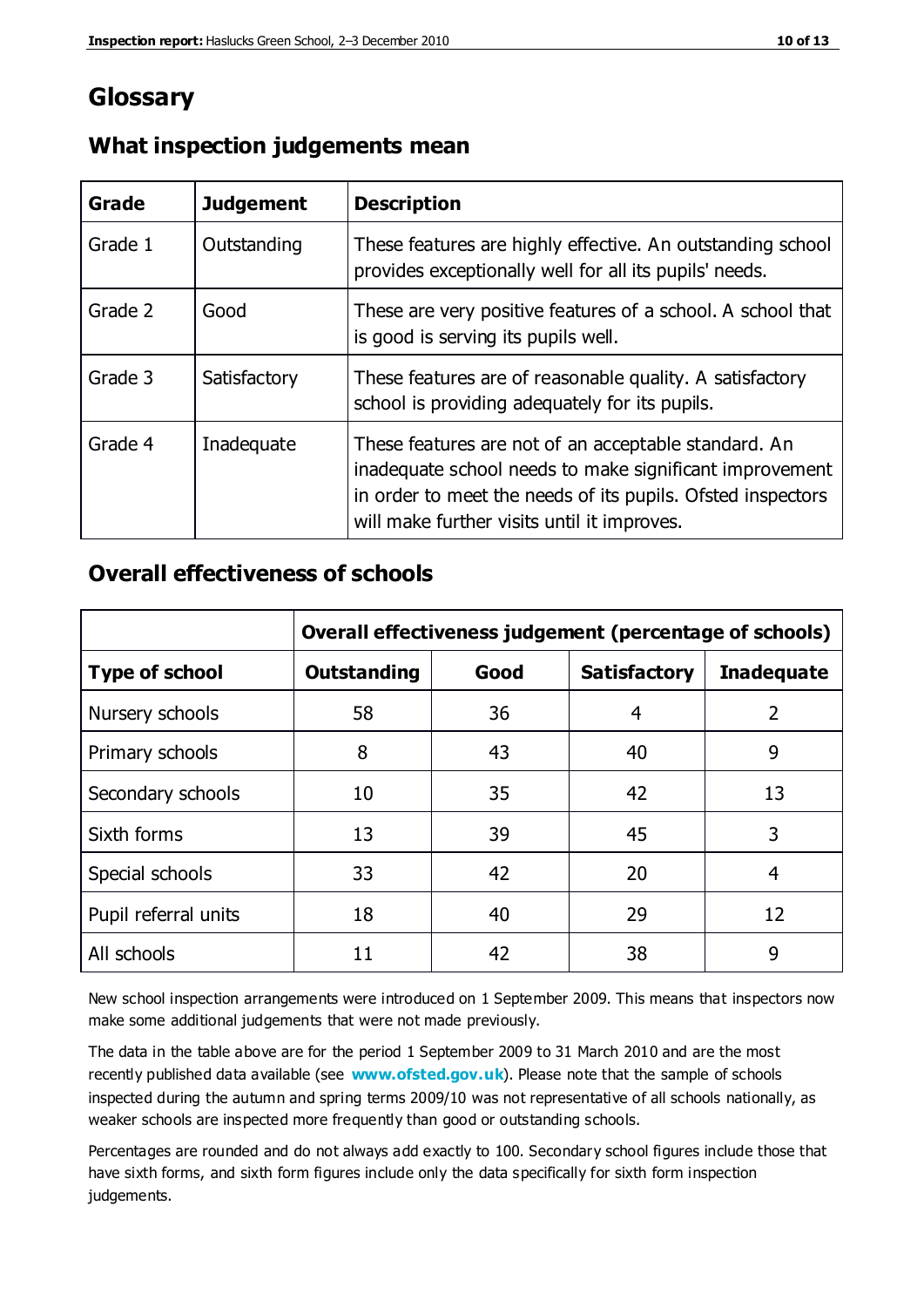# Glossary

## What inspection judgements mean

| Grade | Judgement | Description |
|---|---|---|
| Grade 1 | Outstanding | These features are highly effective. An outstanding school provides exceptionally well for all its pupils' needs. |
| Grade 2 | Good | These are very positive features of a school. A school that is good is serving its pupils well. |
| Grade 3 | Satisfactory | These features are of reasonable quality. A satisfactory school is providing adequately for its pupils. |
| Grade 4 | Inadequate | These features are not of an acceptable standard. An inadequate school needs to make significant improvement in order to meet the needs of its pupils. Ofsted inspectors will make further visits until it improves. |

## Overall effectiveness of schools

| | **Overall effectiveness judgement (percentage of schools)** | | | |
|---|---|---|---|---|
| **Type of school** | **Outstanding** | **Good** | **Satisfactory** | **Inadequate** |
| Nursery schools | 58 | 36 | 4 | 2 |
| Primary schools | 8 | 43 | 40 | 9 |
| Secondary schools | 10 | 35 | 42 | 13 |
| Sixth forms | 13 | 39 | 45 | 3 |
| Special schools | 33 | 42 | 20 | 4 |
| Pupil referral units | 18 | 40 | 29 | 12 |
| All schools | 11 | 42 | 38 | 9 |

New school inspection arrangements were introduced on 1 September 2009. This means that inspectors now make some additional judgements that were not made previously.

The data in the table above are for the period 1 September 2009 to 31 March 2010 and are the most recently published data available (see **www.ofsted.gov.uk**). Please note that the sample of schools inspected during the autumn and spring terms 2009/10 was not representative of all schools nationally, as weaker schools are inspected more frequently than good or outstanding schools.

Percentages are rounded and do not always add exactly to 100. Secondary school figures include those that have sixth forms, and sixth form figures include only the data specifically for sixth form inspection judgements.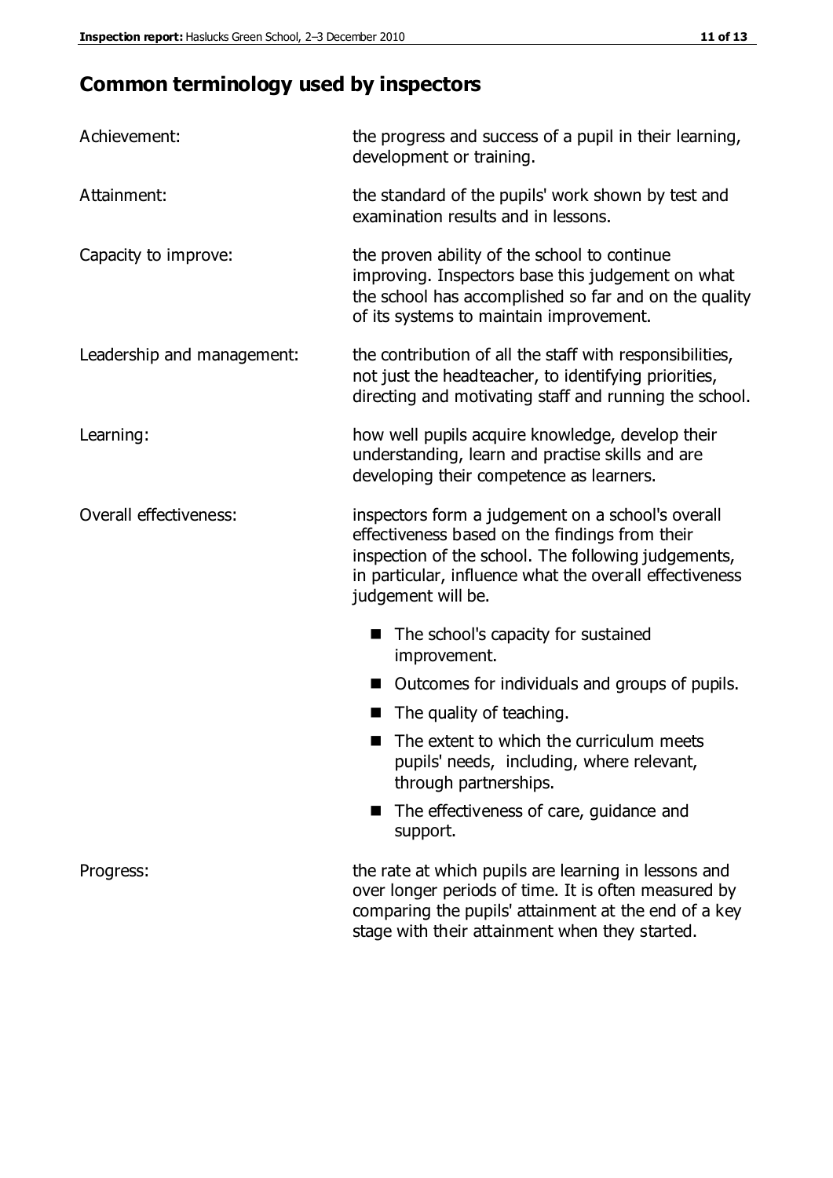## Common terminology used by inspectors

**Achievement:** the progress and success of a pupil in their learning, development or training.

**Attainment:** the standard of the pupils' work shown by test and examination results and in lessons.

**Capacity to improve:** the proven ability of the school to continue improving. Inspectors base this judgement on what the school has accomplished so far and on the quality of its systems to maintain improvement.

**Leadership and management:** the contribution of all the staff with responsibilities, not just the headteacher, to identifying priorities, directing and motivating staff and running the school.

**Learning:** how well pupils acquire knowledge, develop their understanding, learn and practise skills and are developing their competence as learners.

**Overall effectiveness:** inspectors form a judgement on a school's overall effectiveness based on the findings from their inspection of the school. The following judgements, in particular, influence what the overall effectiveness judgement will be.

- The school's capacity for sustained improvement.
- Outcomes for individuals and groups of pupils.
- The quality of teaching.
- The extent to which the curriculum meets pupils' needs, including, where relevant, through partnerships.
- The effectiveness of care, guidance and support.

**Progress:** the rate at which pupils are learning in lessons and over longer periods of time. It is often measured by comparing the pupils' attainment at the end of a key stage with their attainment when they started.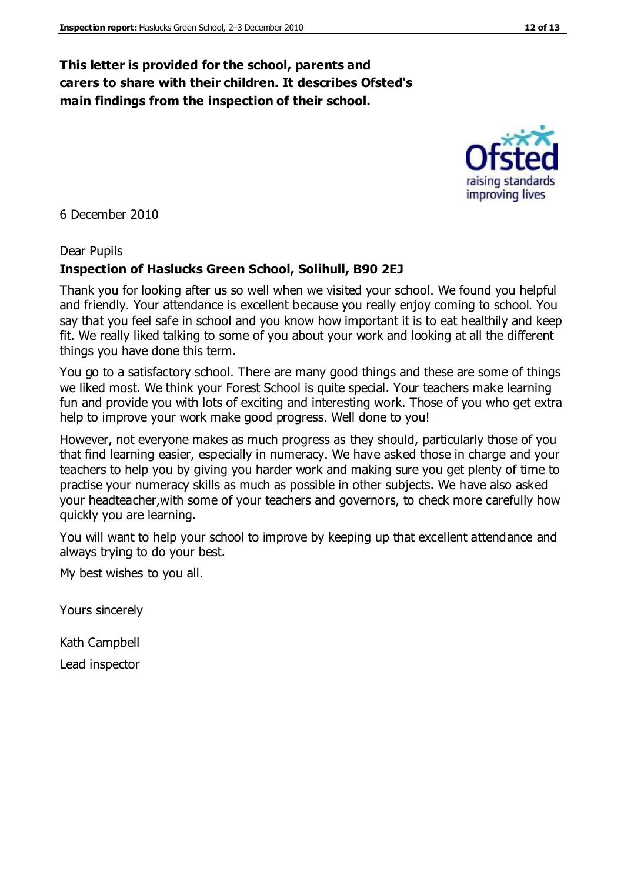**This letter is provided for the school, parents and carers to share with their children. It describes Ofsted's main findings from the inspection of their school.**

6 December 2010

Dear Pupils

**Inspection of Haslucks Green School, Solihull, B90 2EJ**

Thank you for looking after us so well when we visited your school. We found you helpful and friendly. Your attendance is excellent because you really enjoy coming to school. You say that you feel safe in school and you know how important it is to eat healthily and keep fit. We really liked talking to some of you about your work and looking at all the different things you have done this term.

You go to a satisfactory school. There are many good things and these are some of things we liked most. We think your Forest School is quite special. Your teachers make learning fun and provide you with lots of exciting and interesting work. Those of you who get extra help to improve your work make good progress. Well done to you!

However, not everyone makes as much progress as they should, particularly those of you that find learning easier, especially in numeracy. We have asked those in charge and your teachers to help you by giving you harder work and making sure you get plenty of time to practise your numeracy skills as much as possible in other subjects. We have also asked your headteacher,with some of your teachers and governors, to check more carefully how quickly you are learning.

You will want to help your school to improve by keeping up that excellent attendance and always trying to do your best.

My best wishes to you all.

Yours sincerely

Kath Campbell

Lead inspector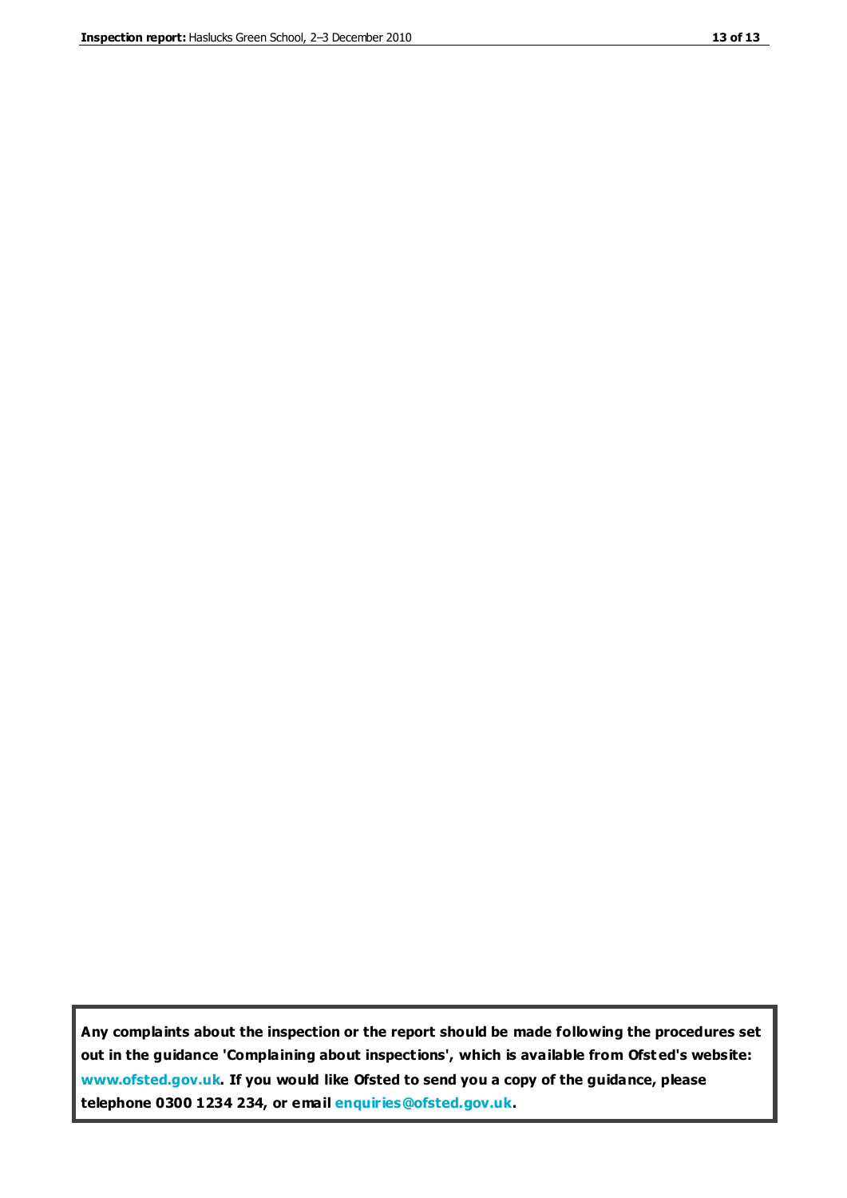**Any complaints about the inspection or the report should be made following the procedures set out in the guidance 'Complaining about inspections', which is available from Ofsted's website: www.ofsted.gov.uk. If you would like Ofsted to send you a copy of the guidance, please telephone 0300 1234 234, or email enquiries@ofsted.gov.uk.**